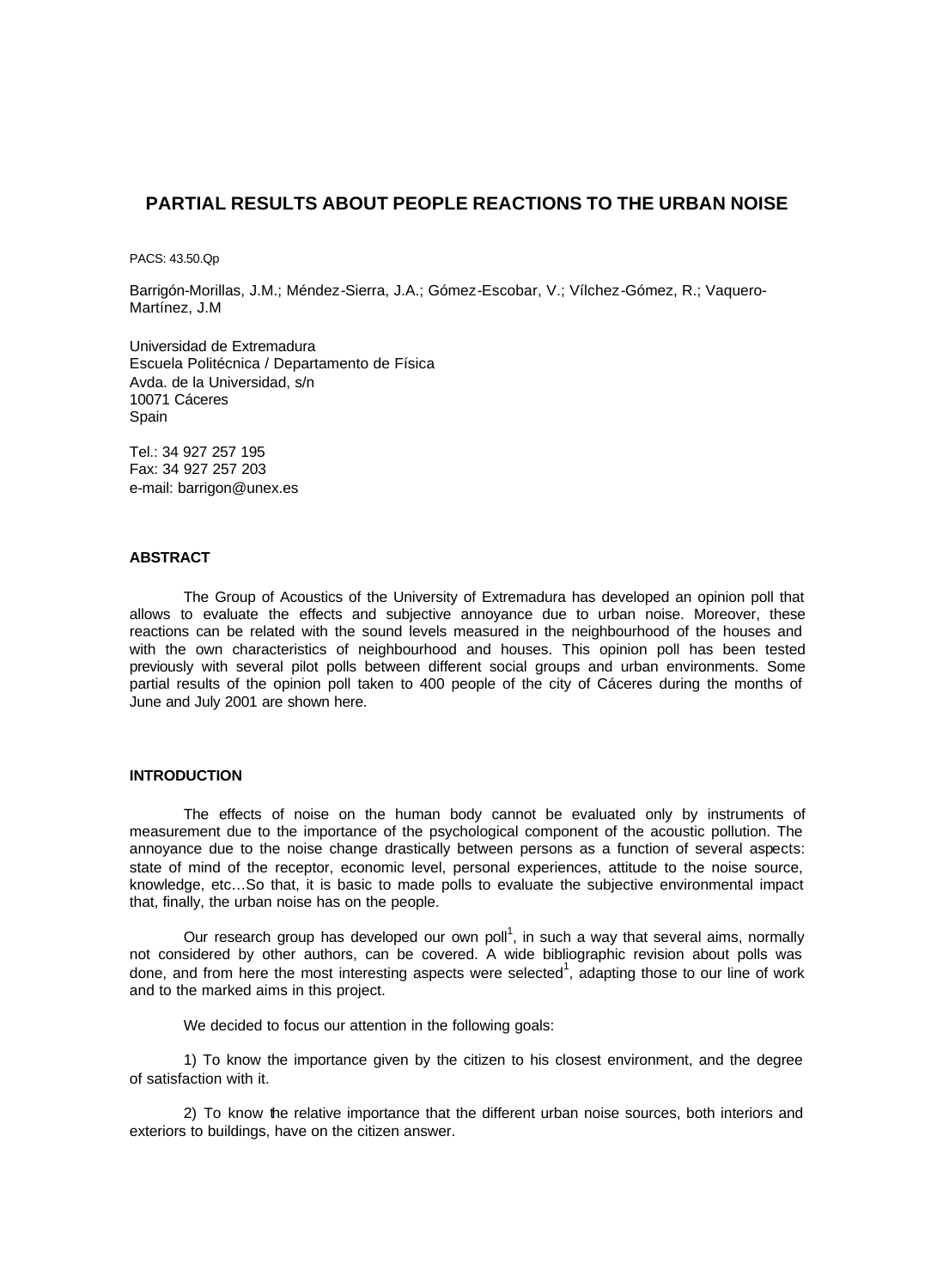# PARTIAL RESULTS ABOUT PEOPLE REACTIONS TO THE URBAN NOISE

PACS: 43.50.Qp

Barrigón-Morillas, J.M.; Méndez-Sierra, J.A.; Gómez-Escobar, V.; Vílchez-Gómez, R.; Vaquero-Martínez, J.M

Universidad de Extremadura
Escuela Politécnica / Departamento de Física
Avda. de la Universidad, s/n
10071 Cáceres
Spain

Tel.: 34 927 257 195
Fax: 34 927 257 203
e-mail: barrigon@unex.es

## ABSTRACT

The Group of Acoustics of the University of Extremadura has developed an opinion poll that allows to evaluate the effects and subjective annoyance due to urban noise. Moreover, these reactions can be related with the sound levels measured in the neighbourhood of the houses and with the own characteristics of neighbourhood and houses. This opinion poll has been tested previously with several pilot polls between different social groups and urban environments. Some partial results of the opinion poll taken to 400 people of the city of Cáceres during the months of June and July 2001 are shown here.

## INTRODUCTION

The effects of noise on the human body cannot be evaluated only by instruments of measurement due to the importance of the psychological component of the acoustic pollution. The annoyance due to the noise change drastically between persons as a function of several aspects: state of mind of the receptor, economic level, personal experiences, attitude to the noise source, knowledge, etc…So that, it is basic to made polls to evaluate the subjective environmental impact that, finally, the urban noise has on the people.

Our research group has developed our own poll[1], in such a way that several aims, normally not considered by other authors, can be covered. A wide bibliographic revision about polls was done, and from here the most interesting aspects were selected[1], adapting those to our line of work and to the marked aims in this project.

We decided to focus our attention in the following goals:

1) To know the importance given by the citizen to his closest environment, and the degree of satisfaction with it.

2) To know the relative importance that the different urban noise sources, both interiors and exteriors to buildings, have on the citizen answer.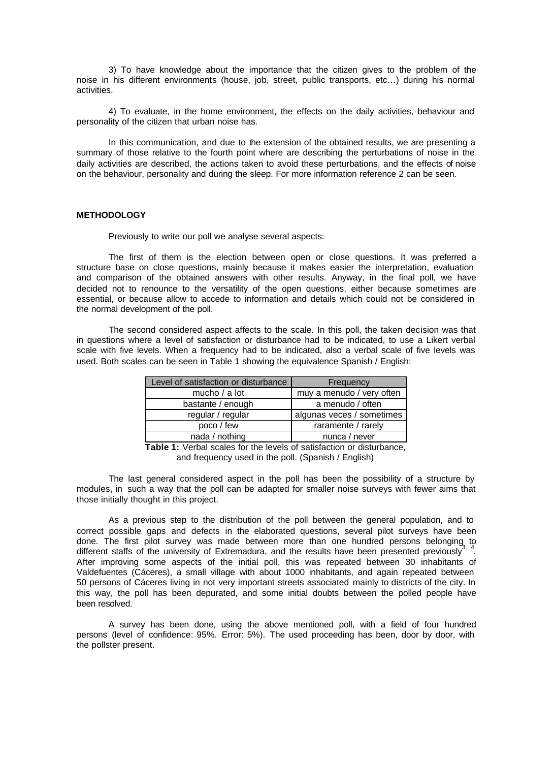3) To have knowledge about the importance that the citizen gives to the problem of the noise in his different environments (house, job, street, public transports, etc…) during his normal activities.

4) To evaluate, in the home environment, the effects on the daily activities, behaviour and personality of the citizen that urban noise has.

In this communication, and due to the extension of the obtained results, we are presenting a summary of those relative to the fourth point where are describing the perturbations of noise in the daily activities are described, the actions taken to avoid these perturbations, and the effects of noise on the behaviour, personality and during the sleep. For more information reference 2 can be seen.

## METHODOLOGY

Previously to write our poll we analyse several aspects:

The first of them is the election between open or close questions. It was preferred a structure base on close questions, mainly because it makes easier the interpretation, evaluation and comparison of the obtained answers with other results. Anyway, in the final poll, we have decided not to renounce to the versatility of the open questions, either because sometimes are essential, or because allow to accede to information and details which could not be considered in the normal development of the poll.

The second considered aspect affects to the scale. In this poll, the taken decision was that in questions where a level of satisfaction or disturbance had to be indicated, to use a Likert verbal scale with five levels. When a frequency had to be indicated, also a verbal scale of five levels was used. Both scales can be seen in Table 1 showing the equivalence Spanish / English:

| Level of satisfaction or disturbance | Frequency |
|---|---|
| mucho / a lot | muy a menudo / very often |
| bastante / enough | a menudo / often |
| regular / regular | algunas veces / sometimes |
| poco / few | raramente / rarely |
| nada / nothing | nunca / never |

**Table 1:** Verbal scales for the levels of satisfaction or disturbance, and frequency used in the poll. (Spanish / English)

The last general considered aspect in the poll has been the possibility of a structure by modules, in such a way that the poll can be adapted for smaller noise surveys with fewer aims that those initially thought in this project.

As a previous step to the distribution of the poll between the general population, and to correct possible gaps and defects in the elaborated questions, several pilot surveys have been done. The first pilot survey was made between more than one hundred persons belonging to different staffs of the university of Extremadura, and the results have been presented previously[3, 4]. After improving some aspects of the initial poll, this was repeated between 30 inhabitants of Valdefuentes (Cáceres), a small village with about 1000 inhabitants, and again repeated between 50 persons of Cáceres living in not very important streets associated mainly to districts of the city. In this way, the poll has been depurated, and some initial doubts between the polled people have been resolved.

A survey has been done, using the above mentioned poll, with a field of four hundred persons (level of confidence: 95%. Error: 5%). The used proceeding has been, door by door, with the pollster present.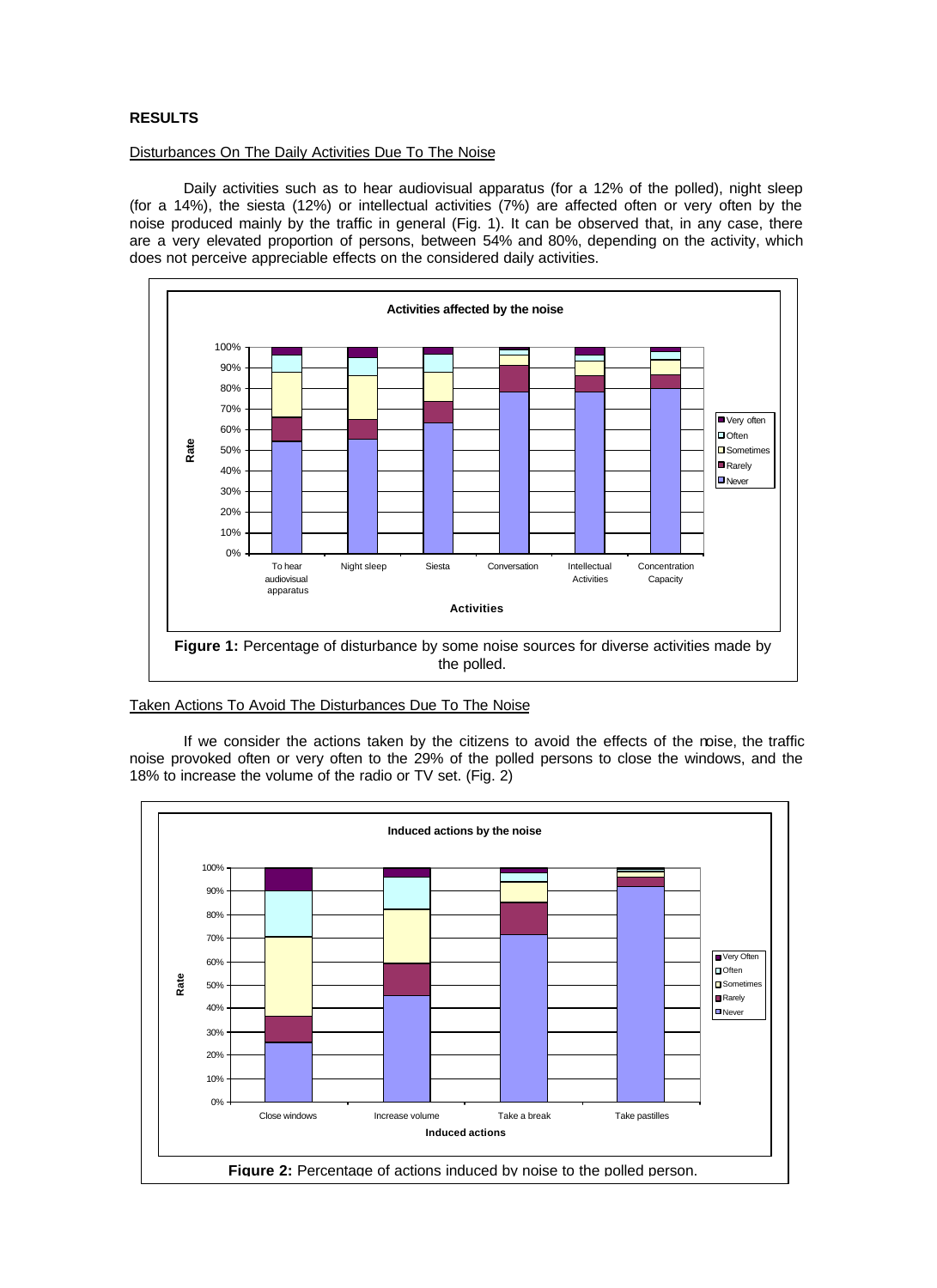## RESULTS

### Disturbances On The Daily Activities Due To The Noise

Daily activities such as to hear audiovisual apparatus (for a 12% of the polled), night sleep (for a 14%), the siesta (12%) or intellectual activities (7%) are affected often or very often by the noise produced mainly by the traffic in general (Fig. 1). It can be observed that, in any case, there are a very elevated proportion of persons, between 54% and 80%, depending on the activity, which does not perceive appreciable effects on the considered daily activities.

**Figure 1:** Percentage of disturbance by some noise sources for diverse activities made by the polled.

### Taken Actions To Avoid The Disturbances Due To The Noise

If we consider the actions taken by the citizens to avoid the effects of the noise, the traffic noise provoked often or very often to the 29% of the polled persons to close the windows, and the 18% to increase the volume of the radio or TV set. (Fig. 2)

**Figure 2:** Percentage of actions induced by noise to the polled person.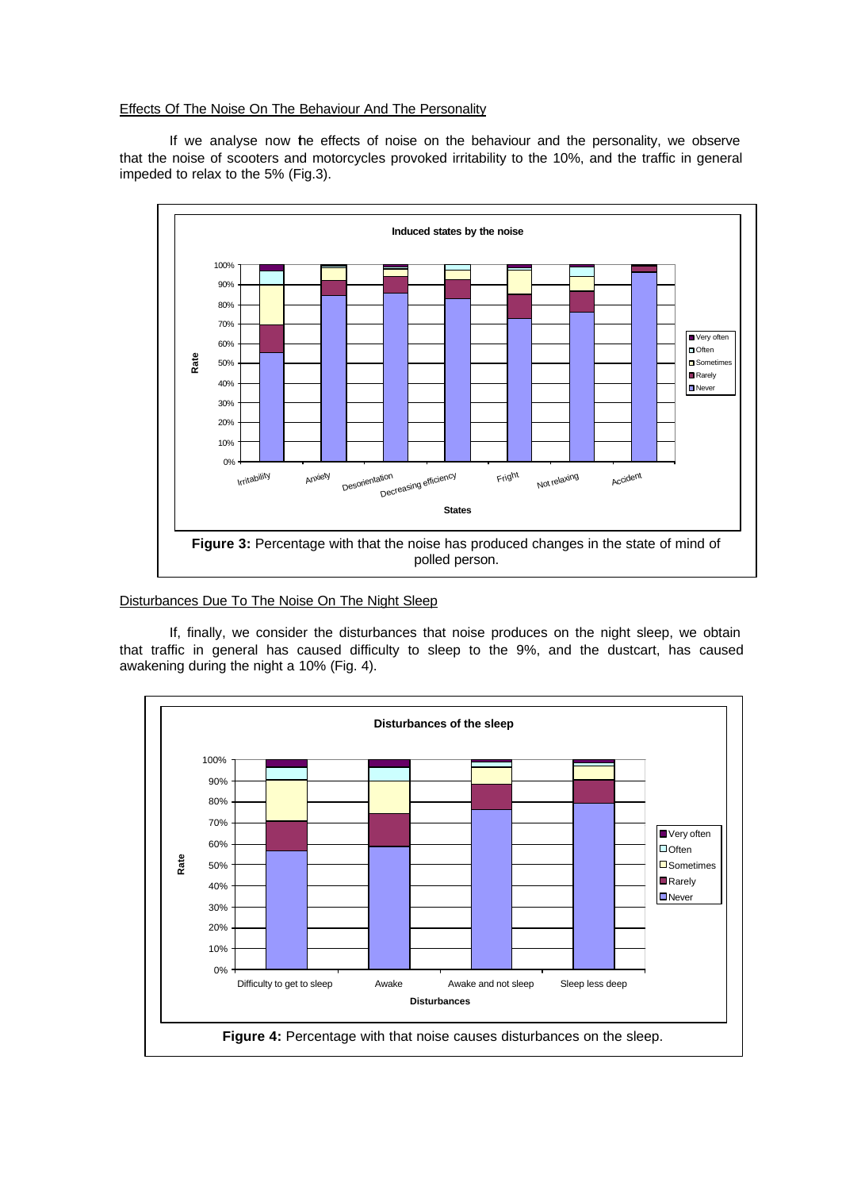Effects Of The Noise On The Behaviour And The Personality

If we analyse now the effects of noise on the behaviour and the personality, we observe that the noise of scooters and motorcycles provoked irritability to the 10%, and the traffic in general impeded to relax to the 5% (Fig.3).

**Figure 3:** Percentage with that the noise has produced changes in the state of mind of polled person.

Disturbances Due To The Noise On The Night Sleep

If, finally, we consider the disturbances that noise produces on the night sleep, we obtain that traffic in general has caused difficulty to sleep to the 9%, and the dustcart, has caused awakening during the night a 10% (Fig. 4).

**Figure 4:** Percentage with that noise causes disturbances on the sleep.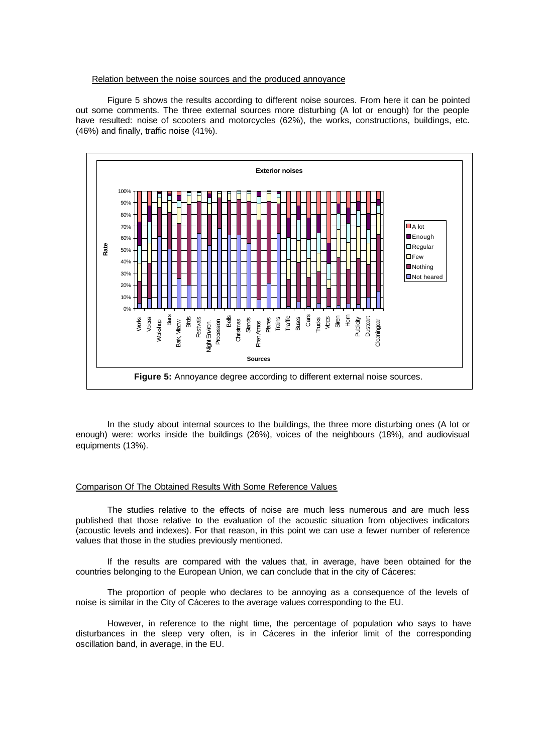Relation between the noise sources and the produced annoyance

Figure 5 shows the results according to different noise sources. From here it can be pointed out some comments. The three external sources more disturbing (A lot or enough) for the people have resulted: noise of scooters and motorcycles (62%), the works, constructions, buildings, etc. (46%) and finally, traffic noise (41%).

**Figure 5:** Annoyance degree according to different external noise sources.

In the study about internal sources to the buildings, the three more disturbing ones (A lot or enough) were: works inside the buildings (26%), voices of the neighbours (18%), and audiovisual equipments (13%).

Comparison Of The Obtained Results With Some Reference Values

The studies relative to the effects of noise are much less numerous and are much less published that those relative to the evaluation of the acoustic situation from objectives indicators (acoustic levels and indexes). For that reason, in this point we can use a fewer number of reference values that those in the studies previously mentioned.

If the results are compared with the values that, in average, have been obtained for the countries belonging to the European Union, we can conclude that in the city of Cáceres:

The proportion of people who declares to be annoying as a consequence of the levels of noise is similar in the City of Cáceres to the average values corresponding to the EU.

However, in reference to the night time, the percentage of population who says to have disturbances in the sleep very often, is in Cáceres in the inferior limit of the corresponding oscillation band, in average, in the EU.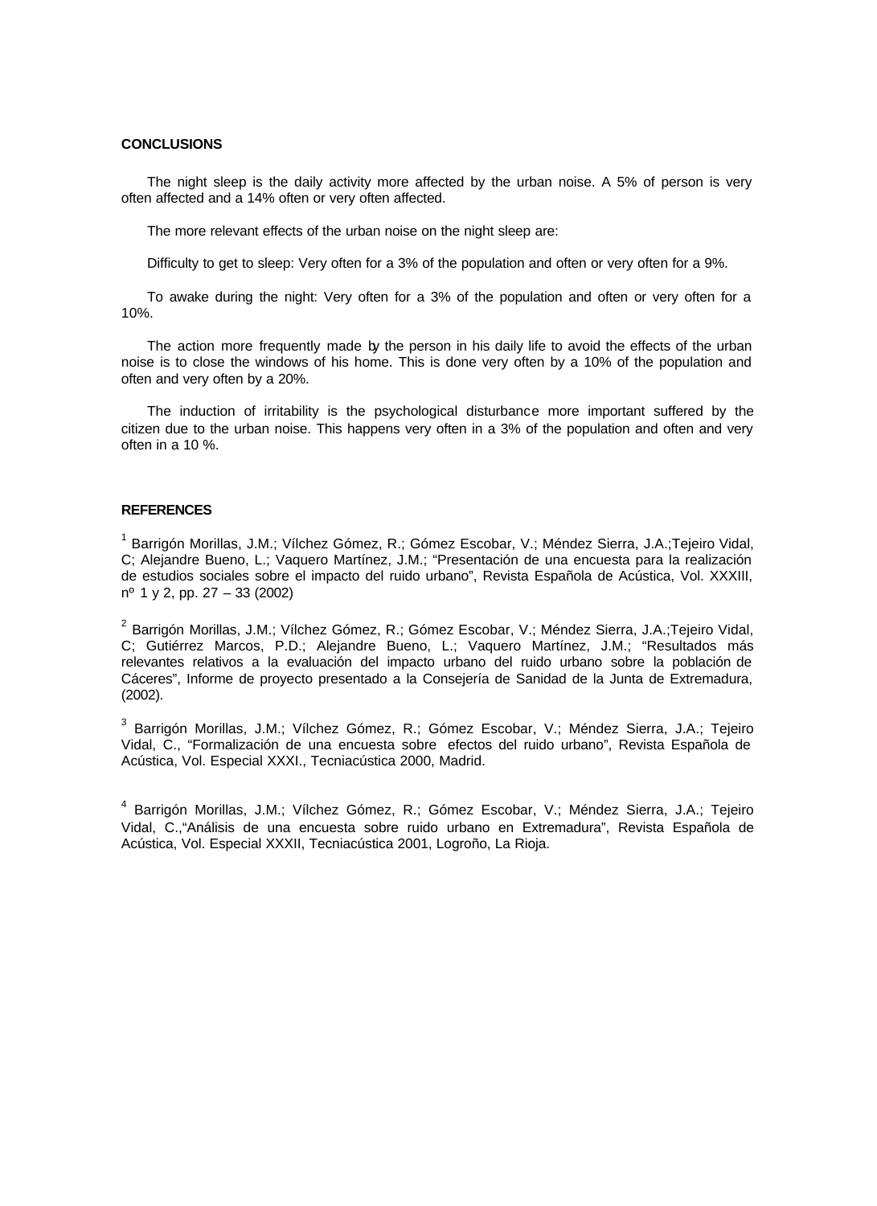## CONCLUSIONS

The night sleep is the daily activity more affected by the urban noise. A 5% of person is very often affected and a 14% often or very often affected.

The more relevant effects of the urban noise on the night sleep are:

Difficulty to get to sleep: Very often for a 3% of the population and often or very often for a 9%.

To awake during the night: Very often for a 3% of the population and often or very often for a 10%.

The action more frequently made by the person in his daily life to avoid the effects of the urban noise is to close the windows of his home. This is done very often by a 10% of the population and often and very often by a 20%.

The induction of irritability is the psychological disturbance more important suffered by the citizen due to the urban noise. This happens very often in a 3% of the population and often and very often in a 10 %.

## REFERENCES

[1] Barrigón Morillas, J.M.; Vílchez Gómez, R.; Gómez Escobar, V.; Méndez Sierra, J.A.;Tejeiro Vidal, C; Alejandre Bueno, L.; Vaquero Martínez, J.M.; "Presentación de una encuesta para la realización de estudios sociales sobre el impacto del ruido urbano", Revista Española de Acústica, Vol. XXXIII, nº 1 y 2, pp. 27 – 33 (2002)

[2] Barrigón Morillas, J.M.; Vílchez Gómez, R.; Gómez Escobar, V.; Méndez Sierra, J.A.;Tejeiro Vidal, C; Gutiérrez Marcos, P.D.; Alejandre Bueno, L.; Vaquero Martínez, J.M.; "Resultados más relevantes relativos a la evaluación del impacto urbano del ruido urbano sobre la población de Cáceres", Informe de proyecto presentado a la Consejería de Sanidad de la Junta de Extremadura, (2002).

[3] Barrigón Morillas, J.M.; Vílchez Gómez, R.; Gómez Escobar, V.; Méndez Sierra, J.A.; Tejeiro Vidal, C., "Formalización de una encuesta sobre efectos del ruido urbano", Revista Española de Acústica, Vol. Especial XXXI., Tecniacústica 2000, Madrid.

[4] Barrigón Morillas, J.M.; Vílchez Gómez, R.; Gómez Escobar, V.; Méndez Sierra, J.A.; Tejeiro Vidal, C.,"Análisis de una encuesta sobre ruido urbano en Extremadura", Revista Española de Acústica, Vol. Especial XXXII, Tecniacústica 2001, Logroño, La Rioja.